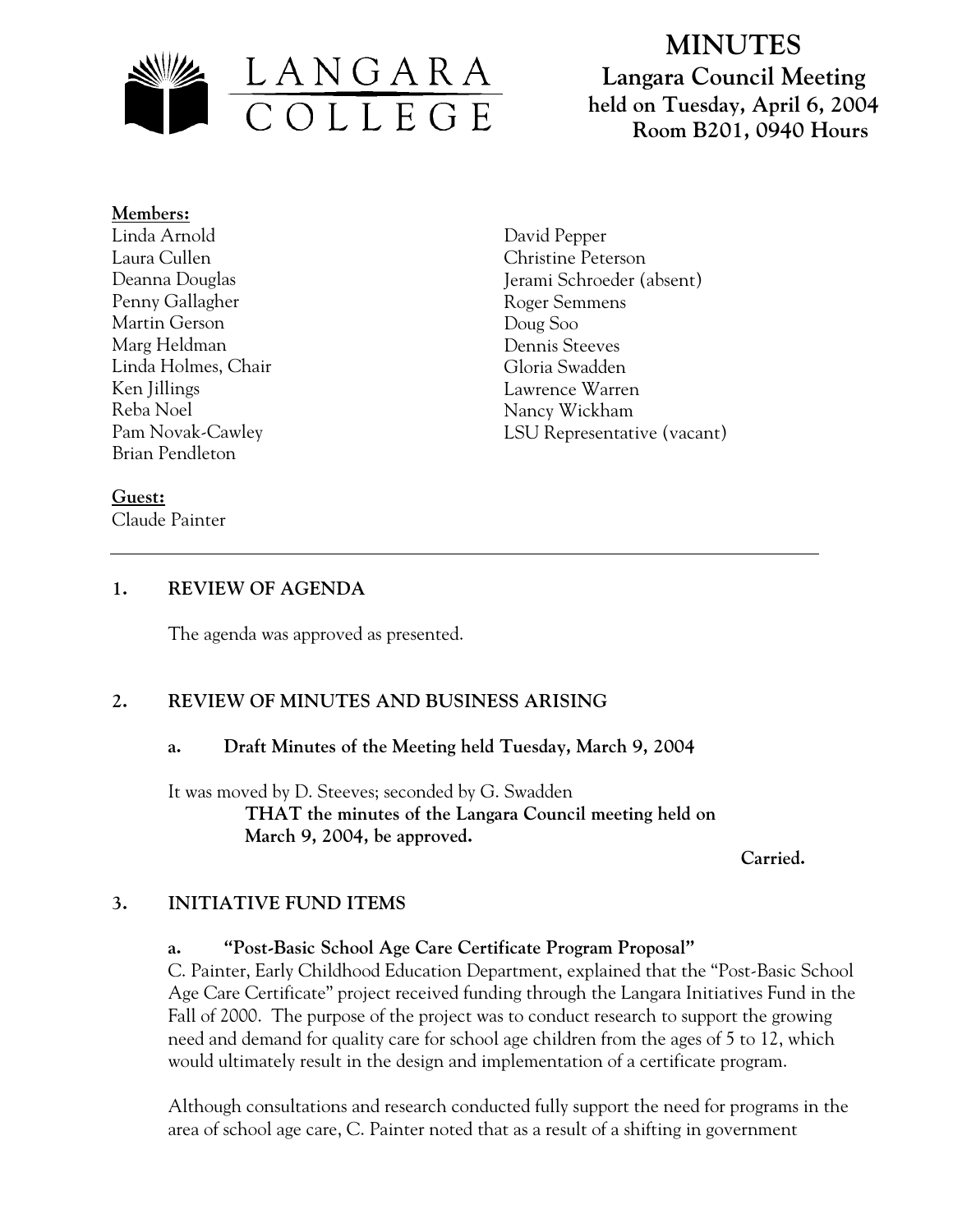# MINUTES

**Langara Council Meeting**
**held on Tuesday, April 6, 2004**
**Room B201, 0940 Hours**

**Members:**

Linda Arnold
Laura Cullen
Deanna Douglas
Penny Gallagher
Martin Gerson
Marg Heldman
Linda Holmes, Chair
Ken Jillings
Reba Noel
Pam Novak-Cawley
Brian Pendleton
David Pepper
Christine Peterson
Jerami Schroeder (absent)
Roger Semmens
Doug Soo
Dennis Steeves
Gloria Swadden
Lawrence Warren
Nancy Wickham
LSU Representative (vacant)

**Guest:**

Claude Painter

---

## 1. REVIEW OF AGENDA

The agenda was approved as presented.

## 2. REVIEW OF MINUTES AND BUSINESS ARISING

### a. Draft Minutes of the Meeting held Tuesday, March 9, 2004

It was moved by D. Steeves; seconded by G. Swadden

**THAT the minutes of the Langara Council meeting held on March 9, 2004, be approved.**

**Carried.**

## 3. INITIATIVE FUND ITEMS

### a. "Post-Basic School Age Care Certificate Program Proposal"

C. Painter, Early Childhood Education Department, explained that the "Post-Basic School Age Care Certificate" project received funding through the Langara Initiatives Fund in the Fall of 2000. The purpose of the project was to conduct research to support the growing need and demand for quality care for school age children from the ages of 5 to 12, which would ultimately result in the design and implementation of a certificate program.

Although consultations and research conducted fully support the need for programs in the area of school age care, C. Painter noted that as a result of a shifting in government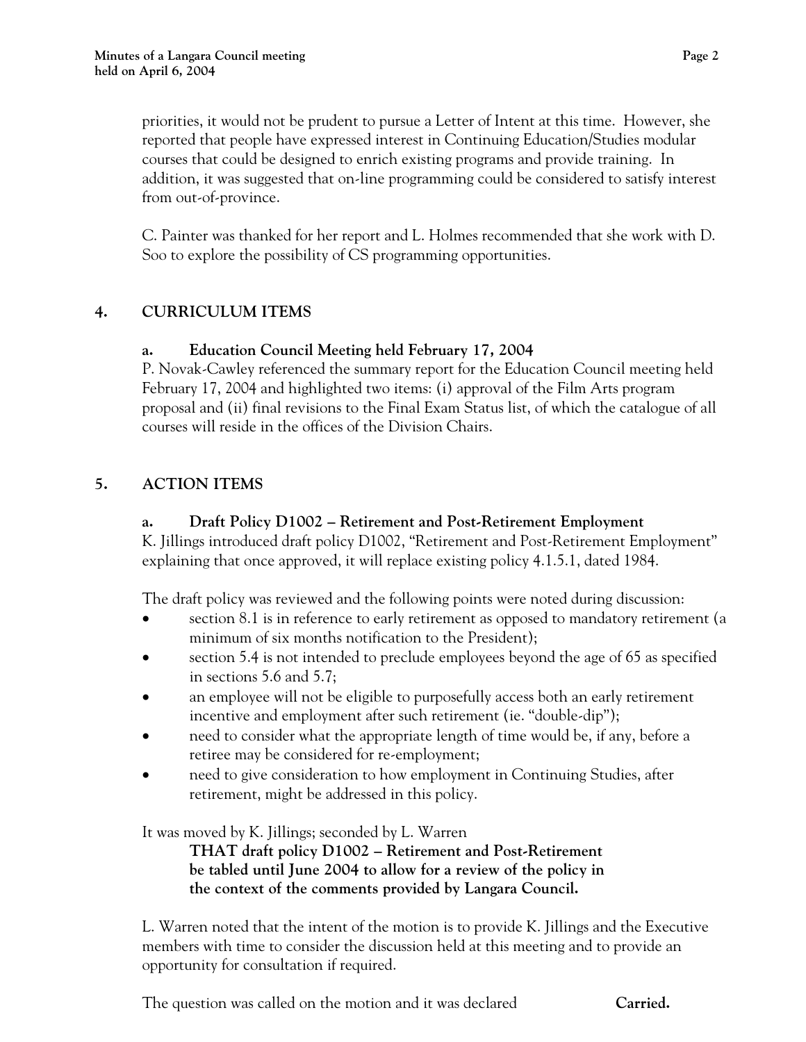priorities, it would not be prudent to pursue a Letter of Intent at this time. However, she reported that people have expressed interest in Continuing Education/Studies modular courses that could be designed to enrich existing programs and provide training. In addition, it was suggested that on-line programming could be considered to satisfy interest from out-of-province.

C. Painter was thanked for her report and L. Holmes recommended that she work with D. Soo to explore the possibility of CS programming opportunities.

## 4. CURRICULUM ITEMS

### a. Education Council Meeting held February 17, 2004

P. Novak-Cawley referenced the summary report for the Education Council meeting held February 17, 2004 and highlighted two items: (i) approval of the Film Arts program proposal and (ii) final revisions to the Final Exam Status list, of which the catalogue of all courses will reside in the offices of the Division Chairs.

## 5. ACTION ITEMS

### a. Draft Policy D1002 – Retirement and Post-Retirement Employment

K. Jillings introduced draft policy D1002, "Retirement and Post-Retirement Employment" explaining that once approved, it will replace existing policy 4.1.5.1, dated 1984.

The draft policy was reviewed and the following points were noted during discussion:

- section 8.1 is in reference to early retirement as opposed to mandatory retirement (a minimum of six months notification to the President);
- section 5.4 is not intended to preclude employees beyond the age of 65 as specified in sections 5.6 and 5.7;
- an employee will not be eligible to purposefully access both an early retirement incentive and employment after such retirement (ie. "double-dip");
- need to consider what the appropriate length of time would be, if any, before a retiree may be considered for re-employment;
- need to give consideration to how employment in Continuing Studies, after retirement, might be addressed in this policy.

It was moved by K. Jillings; seconded by L. Warren

**THAT draft policy D1002 – Retirement and Post-Retirement be tabled until June 2004 to allow for a review of the policy in the context of the comments provided by Langara Council.**

L. Warren noted that the intent of the motion is to provide K. Jillings and the Executive members with time to consider the discussion held at this meeting and to provide an opportunity for consultation if required.

The question was called on the motion and it was declared **Carried.**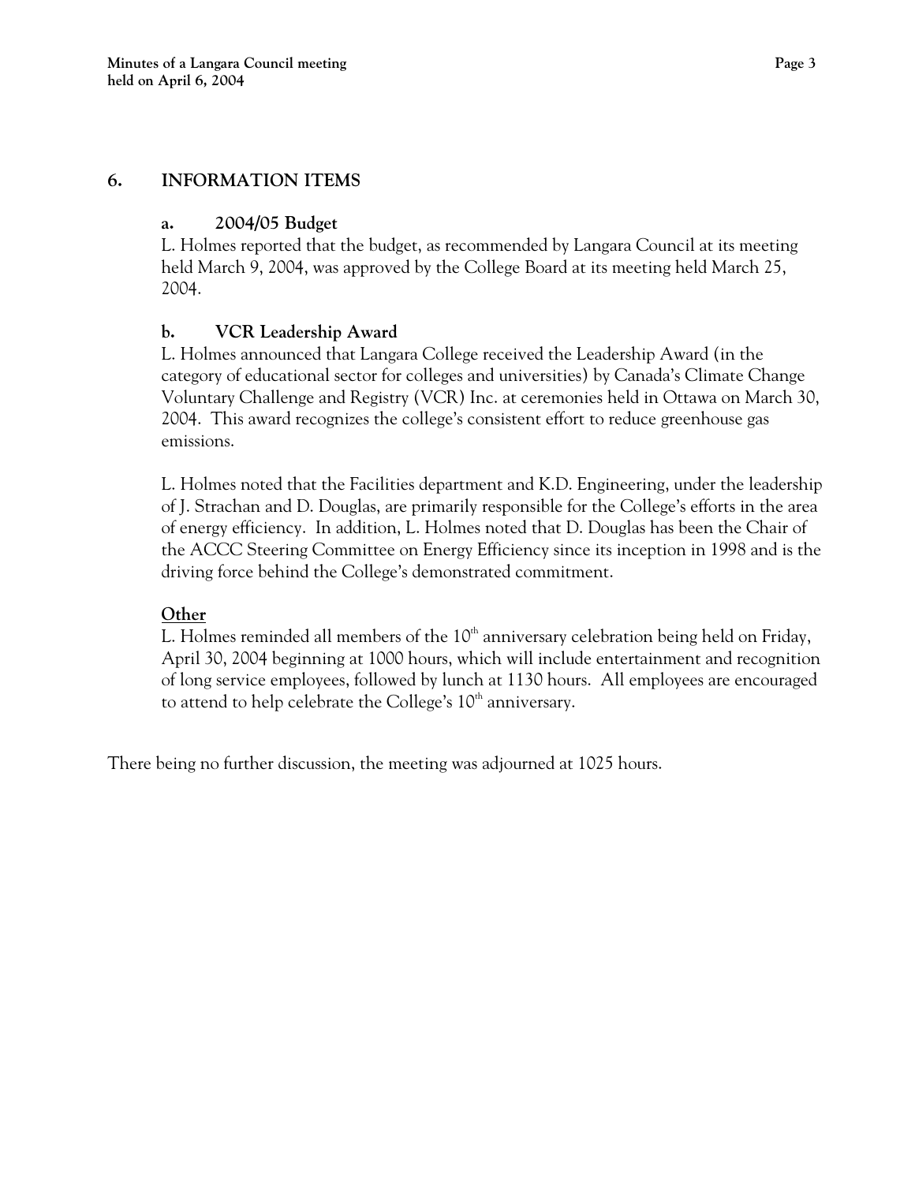## 6. INFORMATION ITEMS

### a. 2004/05 Budget

L. Holmes reported that the budget, as recommended by Langara Council at its meeting held March 9, 2004, was approved by the College Board at its meeting held March 25, 2004.

### b. VCR Leadership Award

L. Holmes announced that Langara College received the Leadership Award (in the category of educational sector for colleges and universities) by Canada's Climate Change Voluntary Challenge and Registry (VCR) Inc. at ceremonies held in Ottawa on March 30, 2004. This award recognizes the college's consistent effort to reduce greenhouse gas emissions.

L. Holmes noted that the Facilities department and K.D. Engineering, under the leadership of J. Strachan and D. Douglas, are primarily responsible for the College's efforts in the area of energy efficiency. In addition, L. Holmes noted that D. Douglas has been the Chair of the ACCC Steering Committee on Energy Efficiency since its inception in 1998 and is the driving force behind the College's demonstrated commitment.

### Other

L. Holmes reminded all members of the 10th anniversary celebration being held on Friday, April 30, 2004 beginning at 1000 hours, which will include entertainment and recognition of long service employees, followed by lunch at 1130 hours. All employees are encouraged to attend to help celebrate the College's 10th anniversary.

There being no further discussion, the meeting was adjourned at 1025 hours.